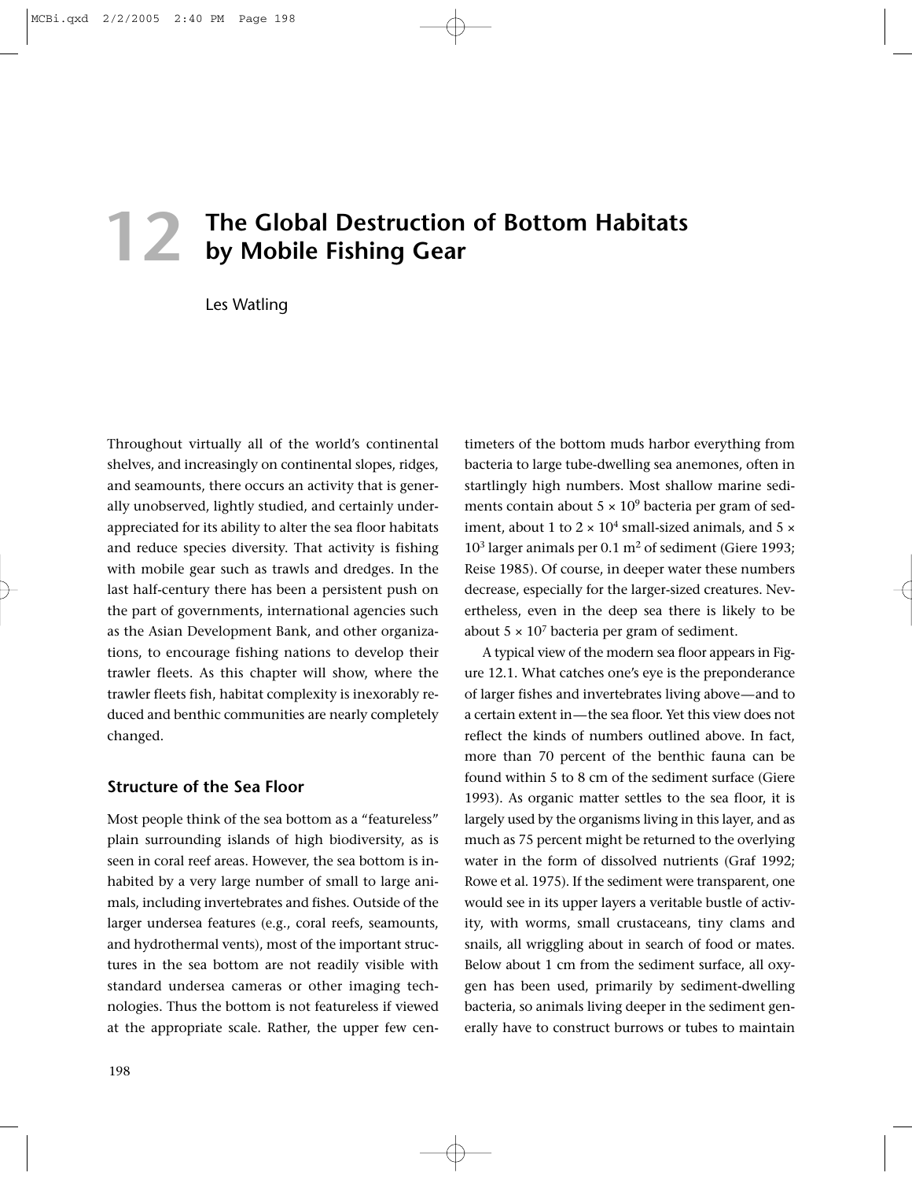# 12 The Global Destruction of Bottom Habitats by Mobile Fishing Gear

Les Watling

Throughout virtually all of the world's continental shelves, and increasingly on continental slopes, ridges, and seamounts, there occurs an activity that is generally unobserved, lightly studied, and certainly underappreciated for its ability to alter the sea floor habitats and reduce species diversity. That activity is fishing with mobile gear such as trawls and dredges. In the last half-century there has been a persistent push on the part of governments, international agencies such as the Asian Development Bank, and other organizations, to encourage fishing nations to develop their trawler fleets. As this chapter will show, where the trawler fleets fish, habitat complexity is inexorably reduced and benthic communities are nearly completely changed.

## Structure of the Sea Floor

Most people think of the sea bottom as a "featureless" plain surrounding islands of high biodiversity, as is seen in coral reef areas. However, the sea bottom is inhabited by a very large number of small to large animals, including invertebrates and fishes. Outside of the larger undersea features (e.g., coral reefs, seamounts, and hydrothermal vents), most of the important structures in the sea bottom are not readily visible with standard undersea cameras or other imaging technologies. Thus the bottom is not featureless if viewed at the appropriate scale. Rather, the upper few centimeters of the bottom muds harbor everything from bacteria to large tube-dwelling sea anemones, often in startlingly high numbers. Most shallow marine sediments contain about $5 \times 10^9$ bacteria per gram of sediment, about 1 to $2 \times 10^4$ small-sized animals, and $5 \times 10^3$ larger animals per 0.1 $m^2$ of sediment (Giere 1993; Reise 1985). Of course, in deeper water these numbers decrease, especially for the larger-sized creatures. Nevertheless, even in the deep sea there is likely to be about $5 \times 10^7$ bacteria per gram of sediment.

A typical view of the modern sea floor appears in Figure 12.1. What catches one's eye is the preponderance of larger fishes and invertebrates living above—and to a certain extent in—the sea floor. Yet this view does not reflect the kinds of numbers outlined above. In fact, more than 70 percent of the benthic fauna can be found within 5 to 8 cm of the sediment surface (Giere 1993). As organic matter settles to the sea floor, it is largely used by the organisms living in this layer, and as much as 75 percent might be returned to the overlying water in the form of dissolved nutrients (Graf 1992; Rowe et al. 1975). If the sediment were transparent, one would see in its upper layers a veritable bustle of activity, with worms, small crustaceans, tiny clams and snails, all wriggling about in search of food or mates. Below about 1 cm from the sediment surface, all oxygen has been used, primarily by sediment-dwelling bacteria, so animals living deeper in the sediment generally have to construct burrows or tubes to maintain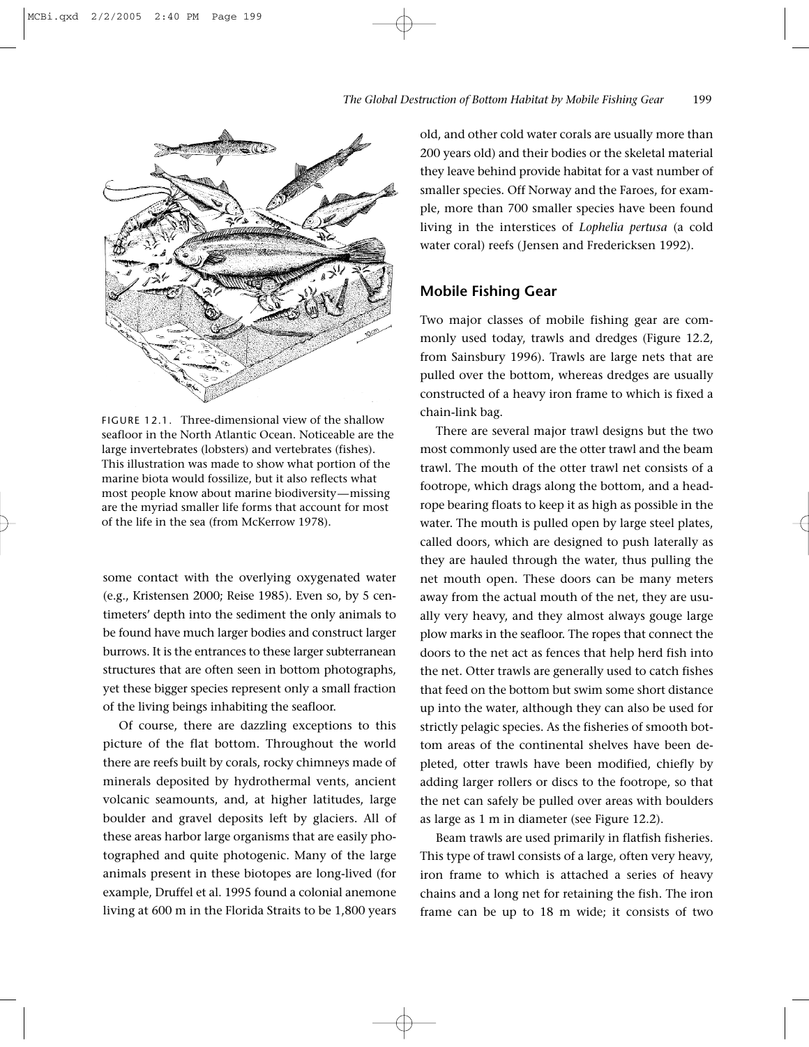FIGURE 12.1. Three-dimensional view of the shallow seafloor in the North Atlantic Ocean. Noticeable are the large invertebrates (lobsters) and vertebrates (fishes). This illustration was made to show what portion of the marine biota would fossilize, but it also reflects what most people know about marine biodiversity—missing are the myriad smaller life forms that account for most of the life in the sea (from McKerrow 1978).

some contact with the overlying oxygenated water (e.g., Kristensen 2000; Reise 1985). Even so, by 5 centimeters' depth into the sediment the only animals to be found have much larger bodies and construct larger burrows. It is the entrances to these larger subterranean structures that are often seen in bottom photographs, yet these bigger species represent only a small fraction of the living beings inhabiting the seafloor.

Of course, there are dazzling exceptions to this picture of the flat bottom. Throughout the world there are reefs built by corals, rocky chimneys made of minerals deposited by hydrothermal vents, ancient volcanic seamounts, and, at higher latitudes, large boulder and gravel deposits left by glaciers. All of these areas harbor large organisms that are easily photographed and quite photogenic. Many of the large animals present in these biotopes are long-lived (for example, Druffel et al. 1995 found a colonial anemone living at 600 m in the Florida Straits to be 1,800 years old, and other cold water corals are usually more than 200 years old) and their bodies or the skeletal material they leave behind provide habitat for a vast number of smaller species. Off Norway and the Faroes, for example, more than 700 smaller species have been found living in the interstices of *Lophelia pertusa* (a cold water coral) reefs (Jensen and Fredericksen 1992).

## Mobile Fishing Gear

Two major classes of mobile fishing gear are commonly used today, trawls and dredges (Figure 12.2, from Sainsbury 1996). Trawls are large nets that are pulled over the bottom, whereas dredges are usually constructed of a heavy iron frame to which is fixed a chain-link bag.

There are several major trawl designs but the two most commonly used are the otter trawl and the beam trawl. The mouth of the otter trawl net consists of a footrope, which drags along the bottom, and a headrope bearing floats to keep it as high as possible in the water. The mouth is pulled open by large steel plates, called doors, which are designed to push laterally as they are hauled through the water, thus pulling the net mouth open. These doors can be many meters away from the actual mouth of the net, they are usually very heavy, and they almost always gouge large plow marks in the seafloor. The ropes that connect the doors to the net act as fences that help herd fish into the net. Otter trawls are generally used to catch fishes that feed on the bottom but swim some short distance up into the water, although they can also be used for strictly pelagic species. As the fisheries of smooth bottom areas of the continental shelves have been depleted, otter trawls have been modified, chiefly by adding larger rollers or discs to the footrope, so that the net can safely be pulled over areas with boulders as large as 1 m in diameter (see Figure 12.2).

Beam trawls are used primarily in flatfish fisheries. This type of trawl consists of a large, often very heavy, iron frame to which is attached a series of heavy chains and a long net for retaining the fish. The iron frame can be up to 18 m wide; it consists of two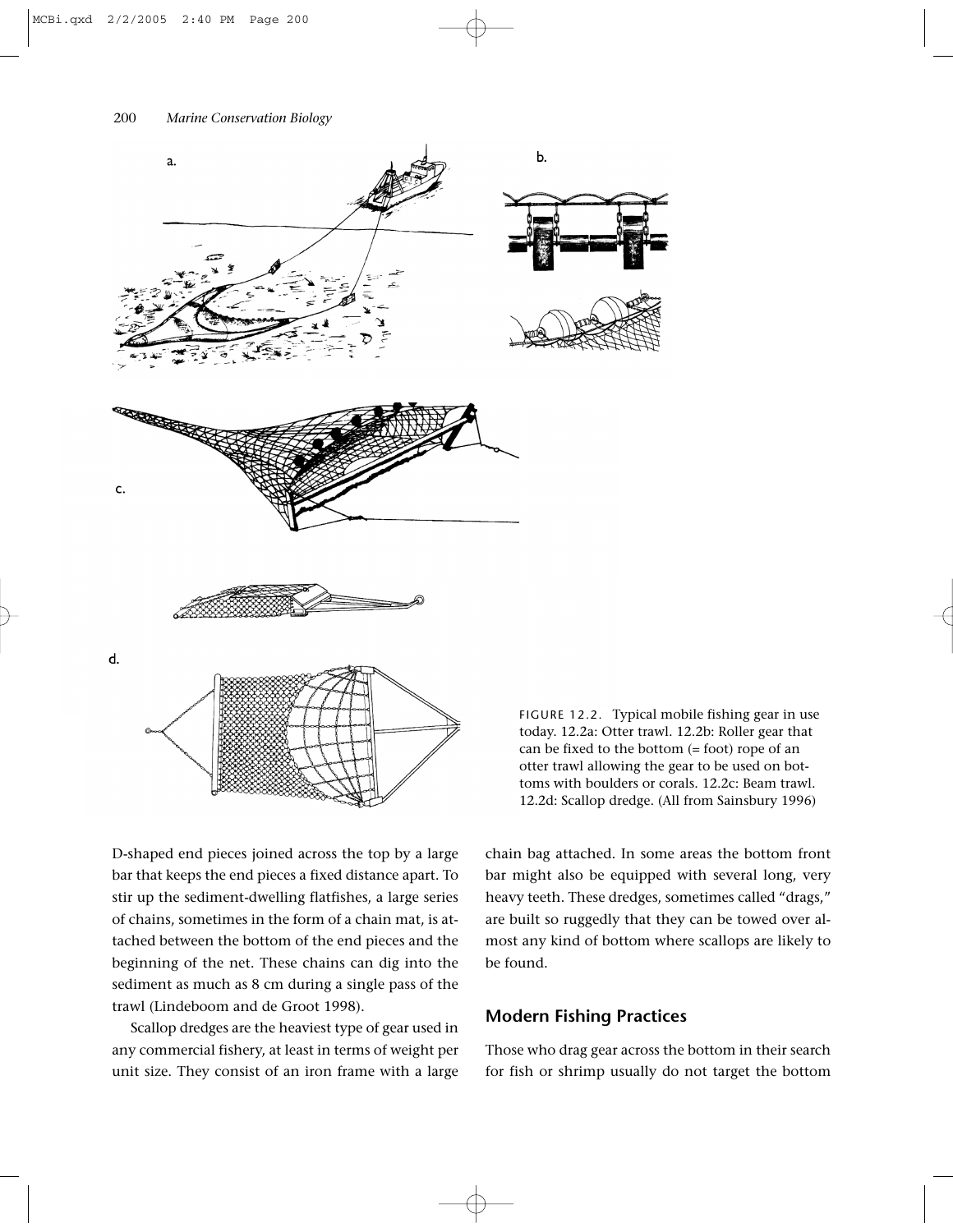FIGURE 12.2. Typical mobile fishing gear in use today. 12.2a: Otter trawl. 12.2b: Roller gear that can be fixed to the bottom (= foot) rope of an otter trawl allowing the gear to be used on bottoms with boulders or corals. 12.2c: Beam trawl. 12.2d: Scallop dredge. (All from Sainsbury 1996)

D-shaped end pieces joined across the top by a large bar that keeps the end pieces a fixed distance apart. To stir up the sediment-dwelling flatfishes, a large series of chains, sometimes in the form of a chain mat, is attached between the bottom of the end pieces and the beginning of the net. These chains can dig into the sediment as much as 8 cm during a single pass of the trawl (Lindeboom and de Groot 1998).

Scallop dredges are the heaviest type of gear used in any commercial fishery, at least in terms of weight per unit size. They consist of an iron frame with a large chain bag attached. In some areas the bottom front bar might also be equipped with several long, very heavy teeth. These dredges, sometimes called "drags," are built so ruggedly that they can be towed over almost any kind of bottom where scallops are likely to be found.

## Modern Fishing Practices

Those who drag gear across the bottom in their search for fish or shrimp usually do not target the bottom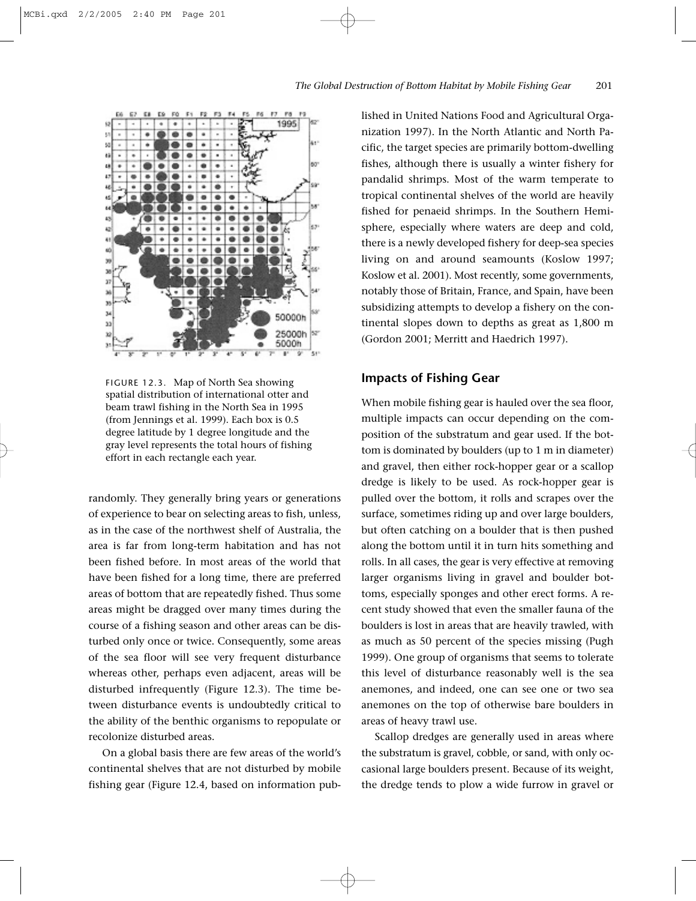FIGURE 12.3. Map of North Sea showing spatial distribution of international otter and beam trawl fishing in the North Sea in 1995 (from Jennings et al. 1999). Each box is 0.5 degree latitude by 1 degree longitude and the gray level represents the total hours of fishing effort in each rectangle each year.

randomly. They generally bring years or generations of experience to bear on selecting areas to fish, unless, as in the case of the northwest shelf of Australia, the area is far from long-term habitation and has not been fished before. In most areas of the world that have been fished for a long time, there are preferred areas of bottom that are repeatedly fished. Thus some areas might be dragged over many times during the course of a fishing season and other areas can be disturbed only once or twice. Consequently, some areas of the sea floor will see very frequent disturbance whereas other, perhaps even adjacent, areas will be disturbed infrequently (Figure 12.3). The time between disturbance events is undoubtedly critical to the ability of the benthic organisms to repopulate or recolonize disturbed areas.

On a global basis there are few areas of the world's continental shelves that are not disturbed by mobile fishing gear (Figure 12.4, based on information published in United Nations Food and Agricultural Organization 1997). In the North Atlantic and North Pacific, the target species are primarily bottom-dwelling fishes, although there is usually a winter fishery for pandalid shrimps. Most of the warm temperate to tropical continental shelves of the world are heavily fished for penaeid shrimps. In the Southern Hemisphere, especially where waters are deep and cold, there is a newly developed fishery for deep-sea species living on and around seamounts (Koslow 1997; Koslow et al. 2001). Most recently, some governments, notably those of Britain, France, and Spain, have been subsidizing attempts to develop a fishery on the continental slopes down to depths as great as 1,800 m (Gordon 2001; Merritt and Haedrich 1997).

## Impacts of Fishing Gear

When mobile fishing gear is hauled over the sea floor, multiple impacts can occur depending on the composition of the substratum and gear used. If the bottom is dominated by boulders (up to 1 m in diameter) and gravel, then either rock-hopper gear or a scallop dredge is likely to be used. As rock-hopper gear is pulled over the bottom, it rolls and scrapes over the surface, sometimes riding up and over large boulders, but often catching on a boulder that is then pushed along the bottom until it in turn hits something and rolls. In all cases, the gear is very effective at removing larger organisms living in gravel and boulder bottoms, especially sponges and other erect forms. A recent study showed that even the smaller fauna of the boulders is lost in areas that are heavily trawled, with as much as 50 percent of the species missing (Pugh 1999). One group of organisms that seems to tolerate this level of disturbance reasonably well is the sea anemones, and indeed, one can see one or two sea anemones on the top of otherwise bare boulders in areas of heavy trawl use.

Scallop dredges are generally used in areas where the substratum is gravel, cobble, or sand, with only occasional large boulders present. Because of its weight, the dredge tends to plow a wide furrow in gravel or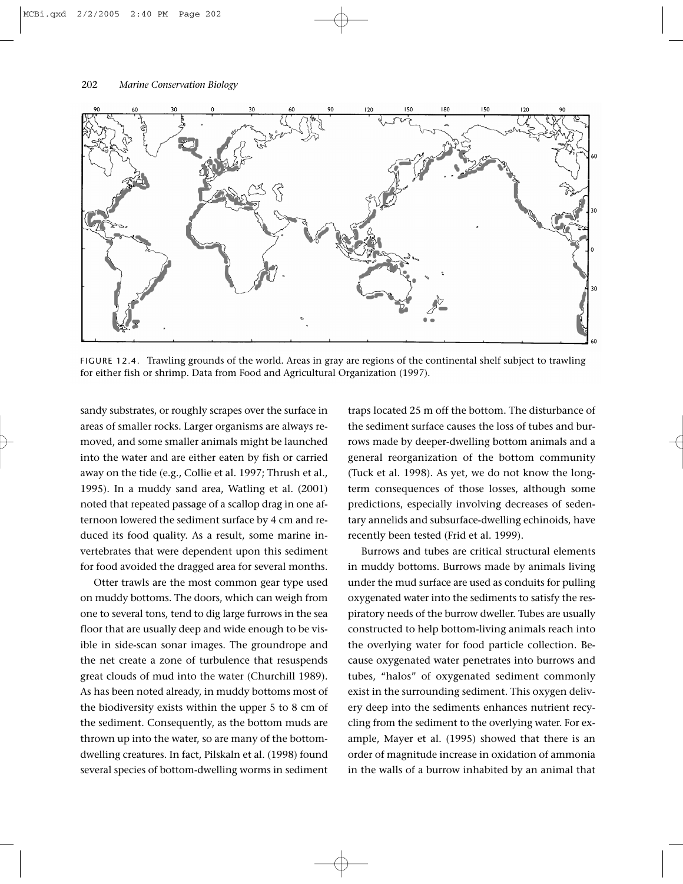FIGURE 12.4. Trawling grounds of the world. Areas in gray are regions of the continental shelf subject to trawling for either fish or shrimp. Data from Food and Agricultural Organization (1997).

sandy substrates, or roughly scrapes over the surface in areas of smaller rocks. Larger organisms are always removed, and some smaller animals might be launched into the water and are either eaten by fish or carried away on the tide (e.g., Collie et al. 1997; Thrush et al., 1995). In a muddy sand area, Watling et al. (2001) noted that repeated passage of a scallop drag in one afternoon lowered the sediment surface by 4 cm and reduced its food quality. As a result, some marine invertebrates that were dependent upon this sediment for food avoided the dragged area for several months.

Otter trawls are the most common gear type used on muddy bottoms. The doors, which can weigh from one to several tons, tend to dig large furrows in the sea floor that are usually deep and wide enough to be visible in side-scan sonar images. The groundrope and the net create a zone of turbulence that resuspends great clouds of mud into the water (Churchill 1989). As has been noted already, in muddy bottoms most of the biodiversity exists within the upper 5 to 8 cm of the sediment. Consequently, as the bottom muds are thrown up into the water, so are many of the bottom-dwelling creatures. In fact, Pilskaln et al. (1998) found several species of bottom-dwelling worms in sediment traps located 25 m off the bottom. The disturbance of the sediment surface causes the loss of tubes and burrows made by deeper-dwelling bottom animals and a general reorganization of the bottom community (Tuck et al. 1998). As yet, we do not know the long-term consequences of those losses, although some predictions, especially involving decreases of sedentary annelids and subsurface-dwelling echinoids, have recently been tested (Frid et al. 1999).

Burrows and tubes are critical structural elements in muddy bottoms. Burrows made by animals living under the mud surface are used as conduits for pulling oxygenated water into the sediments to satisfy the respiratory needs of the burrow dweller. Tubes are usually constructed to help bottom-living animals reach into the overlying water for food particle collection. Because oxygenated water penetrates into burrows and tubes, "halos" of oxygenated sediment commonly exist in the surrounding sediment. This oxygen delivery deep into the sediments enhances nutrient recycling from the sediment to the overlying water. For example, Mayer et al. (1995) showed that there is an order of magnitude increase in oxidation of ammonia in the walls of a burrow inhabited by an animal that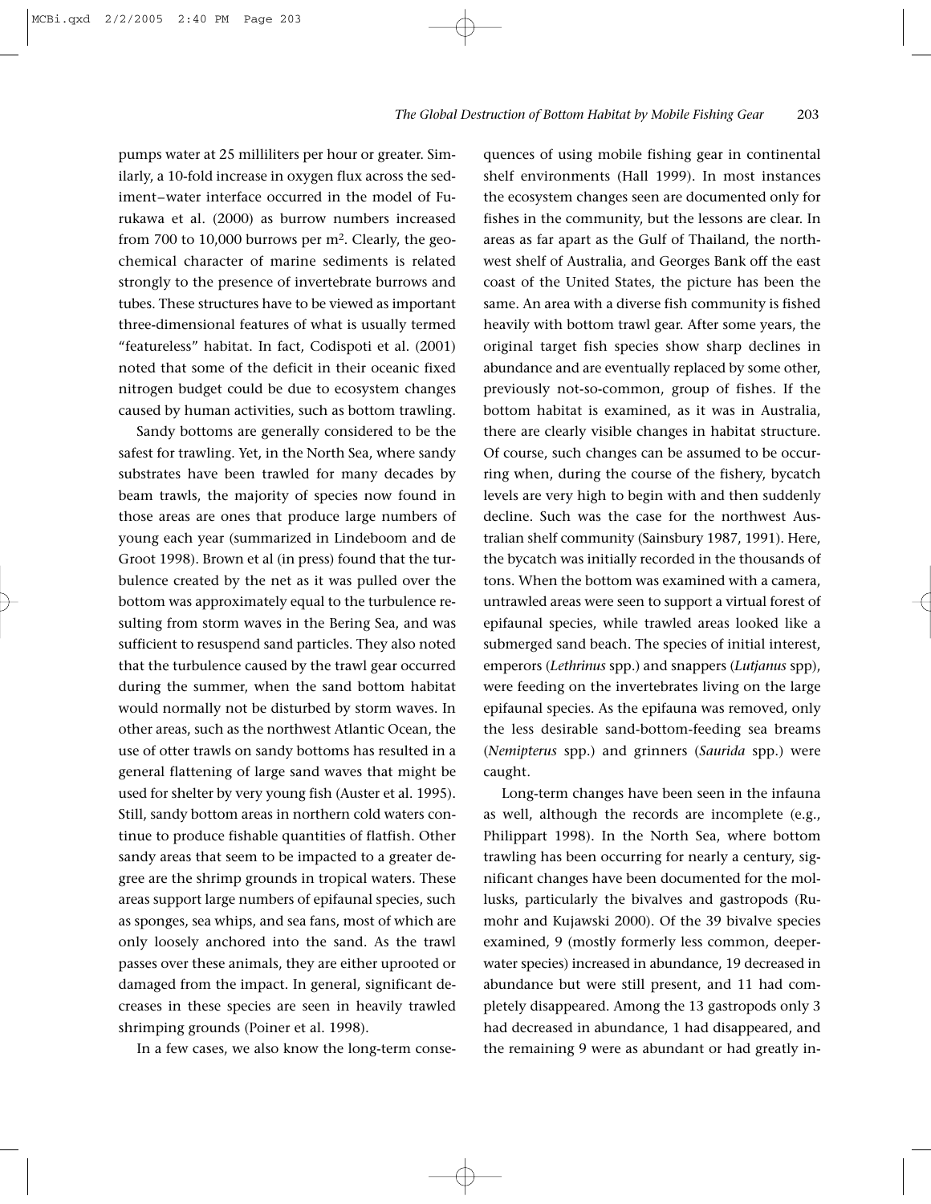pumps water at 25 milliliters per hour or greater. Similarly, a 10-fold increase in oxygen flux across the sediment–water interface occurred in the model of Furukawa et al. (2000) as burrow numbers increased from 700 to 10,000 burrows per $m^2$. Clearly, the geochemical character of marine sediments is related strongly to the presence of invertebrate burrows and tubes. These structures have to be viewed as important three-dimensional features of what is usually termed "featureless" habitat. In fact, Codispoti et al. (2001) noted that some of the deficit in their oceanic fixed nitrogen budget could be due to ecosystem changes caused by human activities, such as bottom trawling.

Sandy bottoms are generally considered to be the safest for trawling. Yet, in the North Sea, where sandy substrates have been trawled for many decades by beam trawls, the majority of species now found in those areas are ones that produce large numbers of young each year (summarized in Lindeboom and de Groot 1998). Brown et al (in press) found that the turbulence created by the net as it was pulled over the bottom was approximately equal to the turbulence resulting from storm waves in the Bering Sea, and was sufficient to resuspend sand particles. They also noted that the turbulence caused by the trawl gear occurred during the summer, when the sand bottom habitat would normally not be disturbed by storm waves. In other areas, such as the northwest Atlantic Ocean, the use of otter trawls on sandy bottoms has resulted in a general flattening of large sand waves that might be used for shelter by very young fish (Auster et al. 1995). Still, sandy bottom areas in northern cold waters continue to produce fishable quantities of flatfish. Other sandy areas that seem to be impacted to a greater degree are the shrimp grounds in tropical waters. These areas support large numbers of epifaunal species, such as sponges, sea whips, and sea fans, most of which are only loosely anchored into the sand. As the trawl passes over these animals, they are either uprooted or damaged from the impact. In general, significant decreases in these species are seen in heavily trawled shrimping grounds (Poiner et al. 1998).

In a few cases, we also know the long-term consequences of using mobile fishing gear in continental shelf environments (Hall 1999). In most instances the ecosystem changes seen are documented only for fishes in the community, but the lessons are clear. In areas as far apart as the Gulf of Thailand, the northwest shelf of Australia, and Georges Bank off the east coast of the United States, the picture has been the same. An area with a diverse fish community is fished heavily with bottom trawl gear. After some years, the original target fish species show sharp declines in abundance and are eventually replaced by some other, previously not-so-common, group of fishes. If the bottom habitat is examined, as it was in Australia, there are clearly visible changes in habitat structure. Of course, such changes can be assumed to be occurring when, during the course of the fishery, bycatch levels are very high to begin with and then suddenly decline. Such was the case for the northwest Australian shelf community (Sainsbury 1987, 1991). Here, the bycatch was initially recorded in the thousands of tons. When the bottom was examined with a camera, untrawled areas were seen to support a virtual forest of epifaunal species, while trawled areas looked like a submerged sand beach. The species of initial interest, emperors (*Lethrinus* spp.) and snappers (*Lutjanus* spp), were feeding on the invertebrates living on the large epifaunal species. As the epifauna was removed, only the less desirable sand-bottom-feeding sea breams (*Nemipterus* spp.) and grinners (*Saurida* spp.) were caught.

Long-term changes have been seen in the infauna as well, although the records are incomplete (e.g., Philippart 1998). In the North Sea, where bottom trawling has been occurring for nearly a century, significant changes have been documented for the mollusks, particularly the bivalves and gastropods (Rumohr and Kujawski 2000). Of the 39 bivalve species examined, 9 (mostly formerly less common, deeper-water species) increased in abundance, 19 decreased in abundance but were still present, and 11 had completely disappeared. Among the 13 gastropods only 3 had decreased in abundance, 1 had disappeared, and the remaining 9 were as abundant or had greatly in-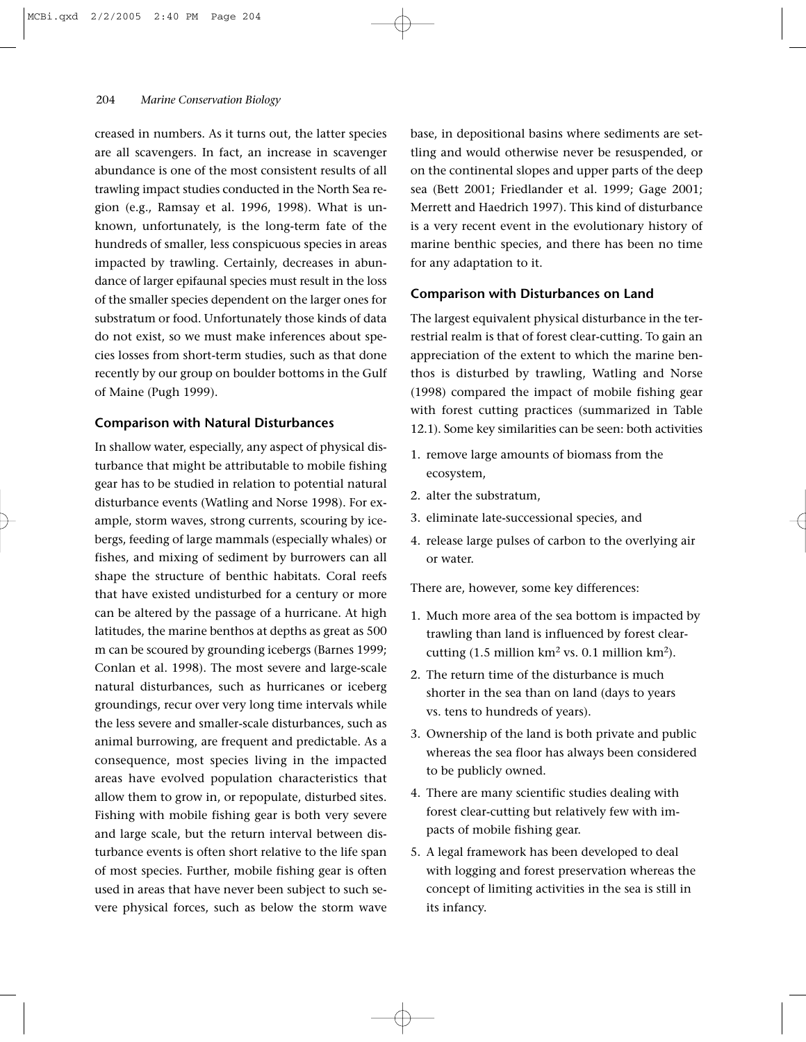creased in numbers. As it turns out, the latter species are all scavengers. In fact, an increase in scavenger abundance is one of the most consistent results of all trawling impact studies conducted in the North Sea region (e.g., Ramsay et al. 1996, 1998). What is unknown, unfortunately, is the long-term fate of the hundreds of smaller, less conspicuous species in areas impacted by trawling. Certainly, decreases in abundance of larger epifaunal species must result in the loss of the smaller species dependent on the larger ones for substratum or food. Unfortunately those kinds of data do not exist, so we must make inferences about species losses from short-term studies, such as that done recently by our group on boulder bottoms in the Gulf of Maine (Pugh 1999).

### Comparison with Natural Disturbances

In shallow water, especially, any aspect of physical disturbance that might be attributable to mobile fishing gear has to be studied in relation to potential natural disturbance events (Watling and Norse 1998). For example, storm waves, strong currents, scouring by icebergs, feeding of large mammals (especially whales) or fishes, and mixing of sediment by burrowers can all shape the structure of benthic habitats. Coral reefs that have existed undisturbed for a century or more can be altered by the passage of a hurricane. At high latitudes, the marine benthos at depths as great as 500 m can be scoured by grounding icebergs (Barnes 1999; Conlan et al. 1998). The most severe and large-scale natural disturbances, such as hurricanes or iceberg groundings, recur over very long time intervals while the less severe and smaller-scale disturbances, such as animal burrowing, are frequent and predictable. As a consequence, most species living in the impacted areas have evolved population characteristics that allow them to grow in, or repopulate, disturbed sites. Fishing with mobile fishing gear is both very severe and large scale, but the return interval between disturbance events is often short relative to the life span of most species. Further, mobile fishing gear is often used in areas that have never been subject to such severe physical forces, such as below the storm wave base, in depositional basins where sediments are settling and would otherwise never be resuspended, or on the continental slopes and upper parts of the deep sea (Bett 2001; Friedlander et al. 1999; Gage 2001; Merrett and Haedrich 1997). This kind of disturbance is a very recent event in the evolutionary history of marine benthic species, and there has been no time for any adaptation to it.

### Comparison with Disturbances on Land

The largest equivalent physical disturbance in the terrestrial realm is that of forest clear-cutting. To gain an appreciation of the extent to which the marine benthos is disturbed by trawling, Watling and Norse (1998) compared the impact of mobile fishing gear with forest cutting practices (summarized in Table 12.1). Some key similarities can be seen: both activities

1. remove large amounts of biomass from the ecosystem,
2. alter the substratum,
3. eliminate late-successional species, and
4. release large pulses of carbon to the overlying air or water.

There are, however, some key differences:

1. Much more area of the sea bottom is impacted by trawling than land is influenced by forest clear-cutting (1.5 million $km^2$ vs. 0.1 million $km^2$).
2. The return time of the disturbance is much shorter in the sea than on land (days to years vs. tens to hundreds of years).
3. Ownership of the land is both private and public whereas the sea floor has always been considered to be publicly owned.
4. There are many scientific studies dealing with forest clear-cutting but relatively few with impacts of mobile fishing gear.
5. A legal framework has been developed to deal with logging and forest preservation whereas the concept of limiting activities in the sea is still in its infancy.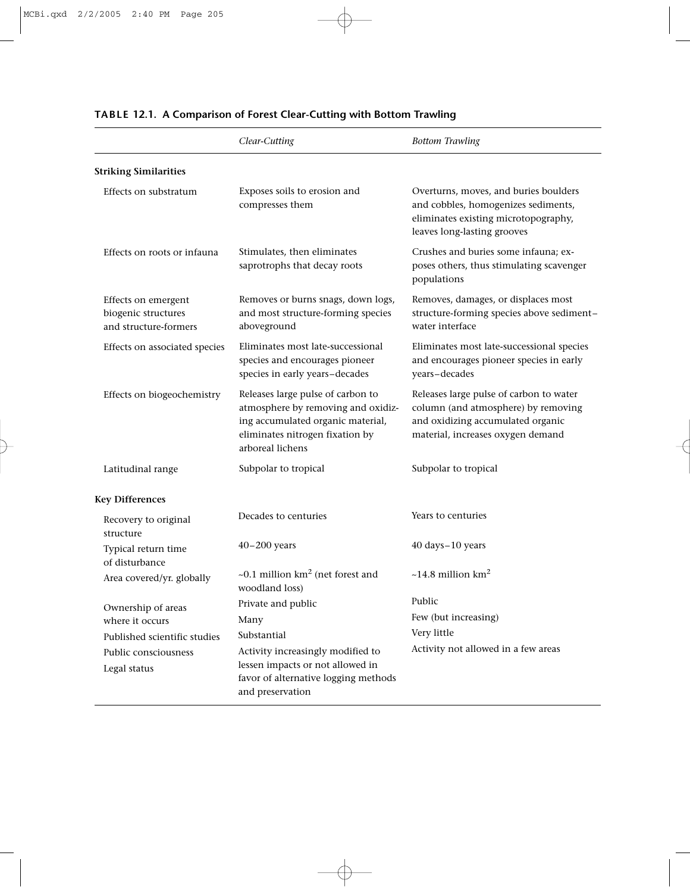**TABLE 12.1. A Comparison of Forest Clear-Cutting with Bottom Trawling**

| | *Clear-Cutting* | *Bottom Trawling* |
|---|---|---|
| **Striking Similarities** | | |
| Effects on substratum | Exposes soils to erosion and compresses them | Overturns, moves, and buries boulders and cobbles, homogenizes sediments, eliminates existing microtopography, leaves long-lasting grooves |
| Effects on roots or infauna | Stimulates, then eliminates saprotrophs that decay roots | Crushes and buries some infauna; exposes others, thus stimulating scavenger populations |
| Effects on emergent biogenic structures and structure-formers | Removes or burns snags, down logs, and most structure-forming species aboveground | Removes, damages, or displaces most structure-forming species above sediment–water interface |
| Effects on associated species | Eliminates most late-successional species and encourages pioneer species in early years–decades | Eliminates most late-successional species and encourages pioneer species in early years–decades |
| Effects on biogeochemistry | Releases large pulse of carbon to atmosphere by removing and oxidizing accumulated organic material, eliminates nitrogen fixation by arboreal lichens | Releases large pulse of carbon to water column (and atmosphere) by removing and oxidizing accumulated organic material, increases oxygen demand |
| Latitudinal range | Subpolar to tropical | Subpolar to tropical |
| **Key Differences** | | |
| Recovery to original structure | Decades to centuries | Years to centuries |
| Typical return time of disturbance | 40–200 years | 40 days–10 years |
| Area covered/yr. globally | ~0.1 million km$^2$ (net forest and woodland loss) | ~14.8 million km$^2$ |
| Ownership of areas where it occurs | Private and public | Public |
| Published scientific studies | Many | Few (but increasing) |
| Public consciousness | Substantial | Very little |
| Legal status | Activity increasingly modified to lessen impacts or not allowed in favor of alternative logging methods and preservation | Activity not allowed in a few areas |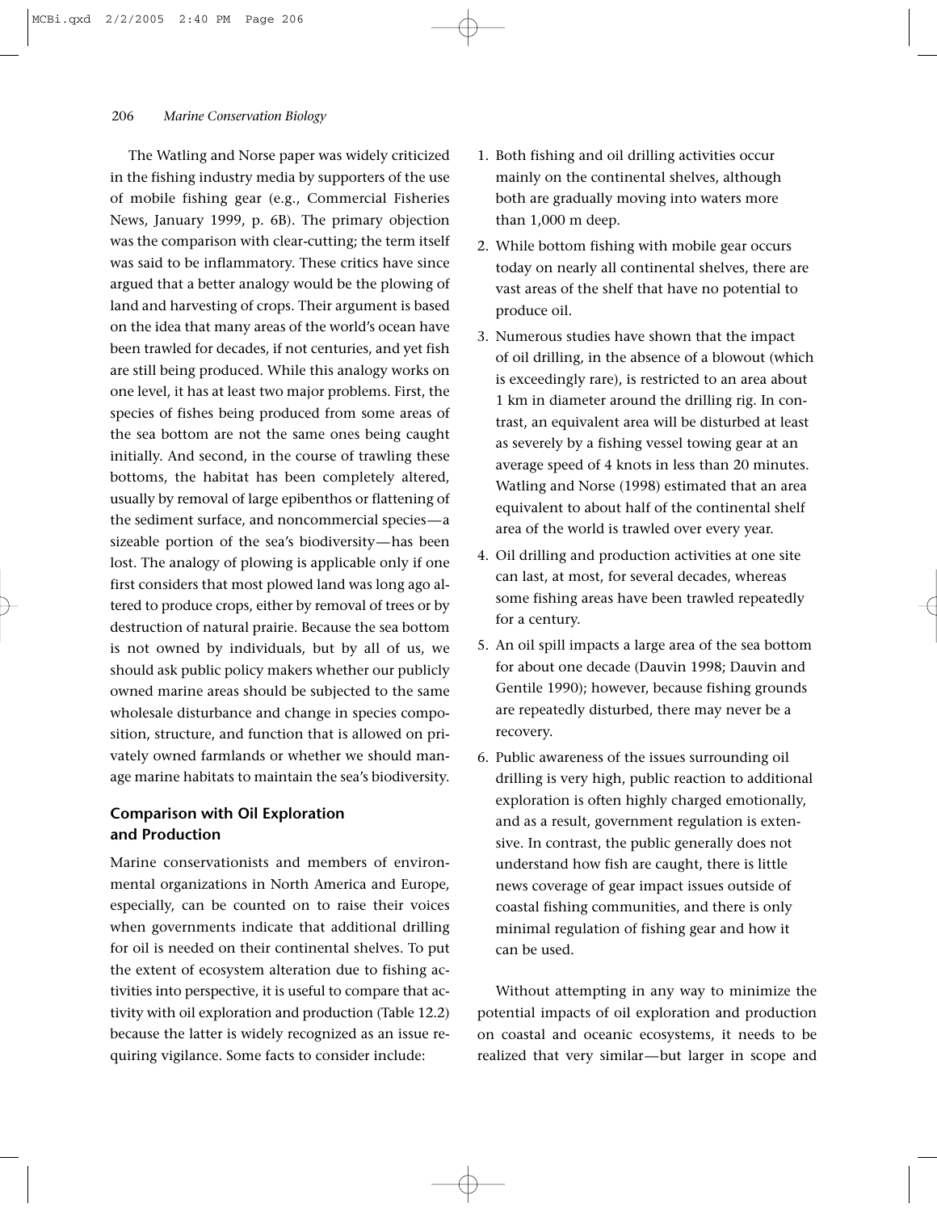The Watling and Norse paper was widely criticized in the fishing industry media by supporters of the use of mobile fishing gear (e.g., Commercial Fisheries News, January 1999, p. 6B). The primary objection was the comparison with clear-cutting; the term itself was said to be inflammatory. These critics have since argued that a better analogy would be the plowing of land and harvesting of crops. Their argument is based on the idea that many areas of the world's ocean have been trawled for decades, if not centuries, and yet fish are still being produced. While this analogy works on one level, it has at least two major problems. First, the species of fishes being produced from some areas of the sea bottom are not the same ones being caught initially. And second, in the course of trawling these bottoms, the habitat has been completely altered, usually by removal of large epibenthos or flattening of the sediment surface, and noncommercial species—a sizeable portion of the sea's biodiversity—has been lost. The analogy of plowing is applicable only if one first considers that most plowed land was long ago altered to produce crops, either by removal of trees or by destruction of natural prairie. Because the sea bottom is not owned by individuals, but by all of us, we should ask public policy makers whether our publicly owned marine areas should be subjected to the same wholesale disturbance and change in species composition, structure, and function that is allowed on privately owned farmlands or whether we should manage marine habitats to maintain the sea's biodiversity.

### Comparison with Oil Exploration and Production

Marine conservationists and members of environmental organizations in North America and Europe, especially, can be counted on to raise their voices when governments indicate that additional drilling for oil is needed on their continental shelves. To put the extent of ecosystem alteration due to fishing activities into perspective, it is useful to compare that activity with oil exploration and production (Table 12.2) because the latter is widely recognized as an issue requiring vigilance. Some facts to consider include:

1. Both fishing and oil drilling activities occur mainly on the continental shelves, although both are gradually moving into waters more than 1,000 m deep.
2. While bottom fishing with mobile gear occurs today on nearly all continental shelves, there are vast areas of the shelf that have no potential to produce oil.
3. Numerous studies have shown that the impact of oil drilling, in the absence of a blowout (which is exceedingly rare), is restricted to an area about 1 km in diameter around the drilling rig. In contrast, an equivalent area will be disturbed at least as severely by a fishing vessel towing gear at an average speed of 4 knots in less than 20 minutes. Watling and Norse (1998) estimated that an area equivalent to about half of the continental shelf area of the world is trawled over every year.
4. Oil drilling and production activities at one site can last, at most, for several decades, whereas some fishing areas have been trawled repeatedly for a century.
5. An oil spill impacts a large area of the sea bottom for about one decade (Dauvin 1998; Dauvin and Gentile 1990); however, because fishing grounds are repeatedly disturbed, there may never be a recovery.
6. Public awareness of the issues surrounding oil drilling is very high, public reaction to additional exploration is often highly charged emotionally, and as a result, government regulation is extensive. In contrast, the public generally does not understand how fish are caught, there is little news coverage of gear impact issues outside of coastal fishing communities, and there is only minimal regulation of fishing gear and how it can be used.

Without attempting in any way to minimize the potential impacts of oil exploration and production on coastal and oceanic ecosystems, it needs to be realized that very similar—but larger in scope and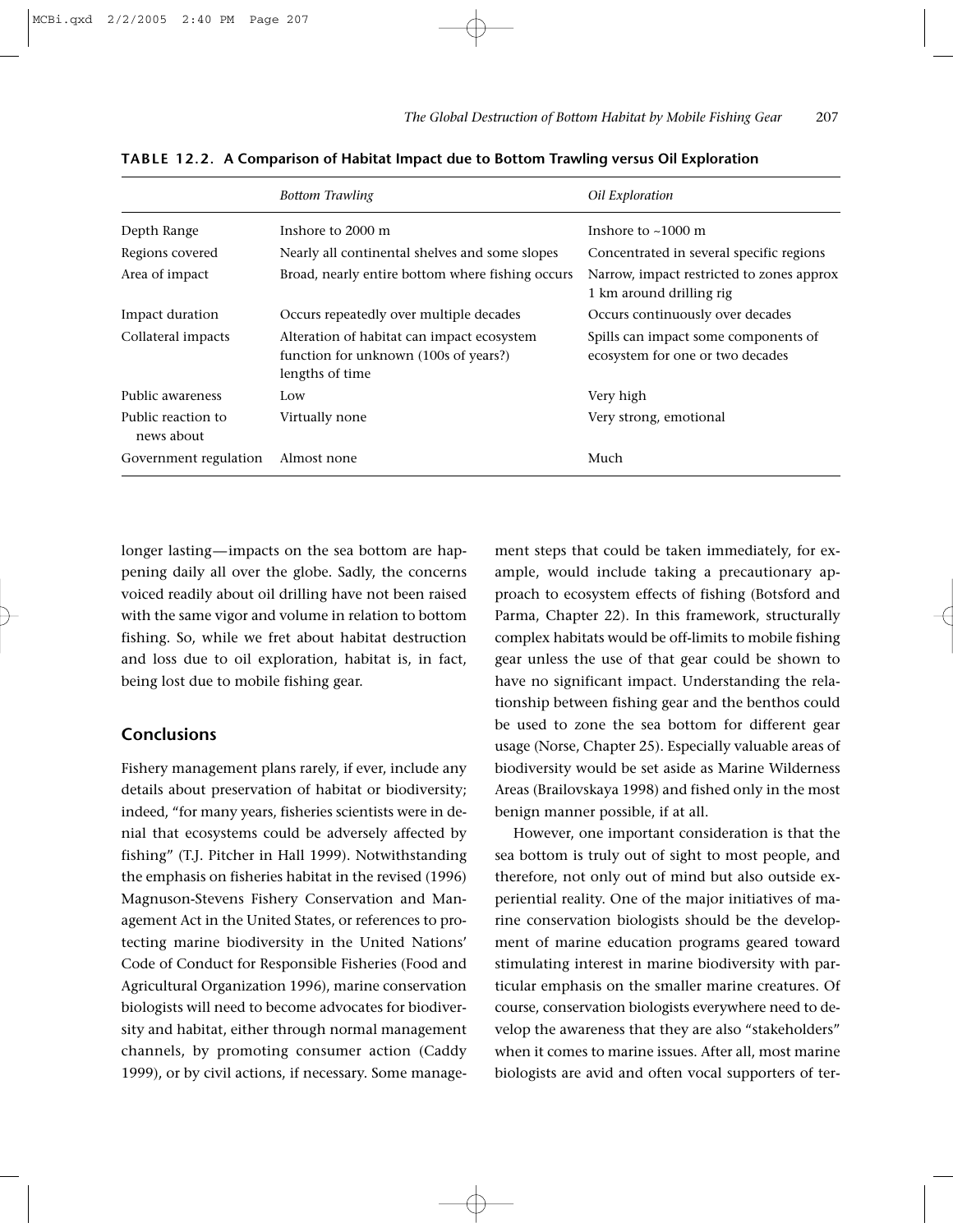**TABLE 12.2. A Comparison of Habitat Impact due to Bottom Trawling versus Oil Exploration**

| | *Bottom Trawling* | *Oil Exploration* |
|---|---|---|
| Depth Range | Inshore to 2000 m | Inshore to ~1000 m |
| Regions covered | Nearly all continental shelves and some slopes | Concentrated in several specific regions |
| Area of impact | Broad, nearly entire bottom where fishing occurs | Narrow, impact restricted to zones approx 1 km around drilling rig |
| Impact duration | Occurs repeatedly over multiple decades | Occurs continuously over decades |
| Collateral impacts | Alteration of habitat can impact ecosystem function for unknown (100s of years?) lengths of time | Spills can impact some components of ecosystem for one or two decades |
| Public awareness | Low | Very high |
| Public reaction to news about | Virtually none | Very strong, emotional |
| Government regulation | Almost none | Much |

longer lasting—impacts on the sea bottom are happening daily all over the globe. Sadly, the concerns voiced readily about oil drilling have not been raised with the same vigor and volume in relation to bottom fishing. So, while we fret about habitat destruction and loss due to oil exploration, habitat is, in fact, being lost due to mobile fishing gear.

## Conclusions

Fishery management plans rarely, if ever, include any details about preservation of habitat or biodiversity; indeed, "for many years, fisheries scientists were in denial that ecosystems could be adversely affected by fishing" (T.J. Pitcher in Hall 1999). Notwithstanding the emphasis on fisheries habitat in the revised (1996) Magnuson-Stevens Fishery Conservation and Management Act in the United States, or references to protecting marine biodiversity in the United Nations' Code of Conduct for Responsible Fisheries (Food and Agricultural Organization 1996), marine conservation biologists will need to become advocates for biodiversity and habitat, either through normal management channels, by promoting consumer action (Caddy 1999), or by civil actions, if necessary. Some management steps that could be taken immediately, for example, would include taking a precautionary approach to ecosystem effects of fishing (Botsford and Parma, Chapter 22). In this framework, structurally complex habitats would be off-limits to mobile fishing gear unless the use of that gear could be shown to have no significant impact. Understanding the relationship between fishing gear and the benthos could be used to zone the sea bottom for different gear usage (Norse, Chapter 25). Especially valuable areas of biodiversity would be set aside as Marine Wilderness Areas (Brailovskaya 1998) and fished only in the most benign manner possible, if at all.

However, one important consideration is that the sea bottom is truly out of sight to most people, and therefore, not only out of mind but also outside experiential reality. One of the major initiatives of marine conservation biologists should be the development of marine education programs geared toward stimulating interest in marine biodiversity with particular emphasis on the smaller marine creatures. Of course, conservation biologists everywhere need to develop the awareness that they are also "stakeholders" when it comes to marine issues. After all, most marine biologists are avid and often vocal supporters of ter-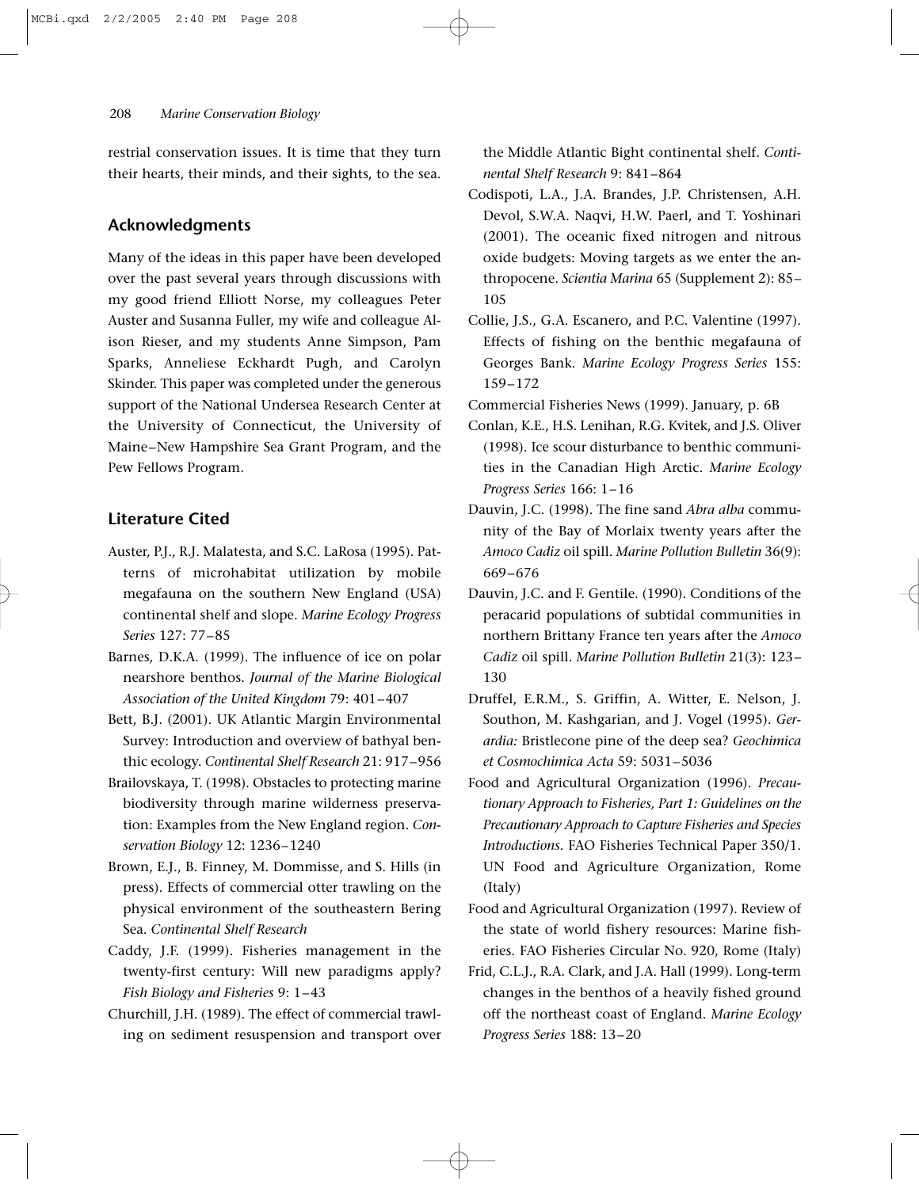restrial conservation issues. It is time that they turn their hearts, their minds, and their sights, to the sea.

## Acknowledgments

Many of the ideas in this paper have been developed over the past several years through discussions with my good friend Elliott Norse, my colleagues Peter Auster and Susanna Fuller, my wife and colleague Alison Rieser, and my students Anne Simpson, Pam Sparks, Anneliese Eckhardt Pugh, and Carolyn Skinder. This paper was completed under the generous support of the National Undersea Research Center at the University of Connecticut, the University of Maine–New Hampshire Sea Grant Program, and the Pew Fellows Program.

## Literature Cited

Auster, P.J., R.J. Malatesta, and S.C. LaRosa (1995). Patterns of microhabitat utilization by mobile megafauna on the southern New England (USA) continental shelf and slope. *Marine Ecology Progress Series* 127: 77–85

Barnes, D.K.A. (1999). The influence of ice on polar nearshore benthos. *Journal of the Marine Biological Association of the United Kingdom* 79: 401–407

Bett, B.J. (2001). UK Atlantic Margin Environmental Survey: Introduction and overview of bathyal benthic ecology. *Continental Shelf Research* 21: 917–956

Brailovskaya, T. (1998). Obstacles to protecting marine biodiversity through marine wilderness preservation: Examples from the New England region. *Conservation Biology* 12: 1236–1240

Brown, E.J., B. Finney, M. Dommisse, and S. Hills (in press). Effects of commercial otter trawling on the physical environment of the southeastern Bering Sea. *Continental Shelf Research*

Caddy, J.F. (1999). Fisheries management in the twenty-first century: Will new paradigms apply? *Fish Biology and Fisheries* 9: 1–43

Churchill, J.H. (1989). The effect of commercial trawling on sediment resuspension and transport over the Middle Atlantic Bight continental shelf. *Continental Shelf Research* 9: 841–864

Codispoti, L.A., J.A. Brandes, J.P. Christensen, A.H. Devol, S.W.A. Naqvi, H.W. Paerl, and T. Yoshinari (2001). The oceanic fixed nitrogen and nitrous oxide budgets: Moving targets as we enter the anthropocene. *Scientia Marina* 65 (Supplement 2): 85–105

Collie, J.S., G.A. Escanero, and P.C. Valentine (1997). Effects of fishing on the benthic megafauna of Georges Bank. *Marine Ecology Progress Series* 155: 159–172

Commercial Fisheries News (1999). January, p. 6B

Conlan, K.E., H.S. Lenihan, R.G. Kvitek, and J.S. Oliver (1998). Ice scour disturbance to benthic communities in the Canadian High Arctic. *Marine Ecology Progress Series* 166: 1–16

Dauvin, J.C. (1998). The fine sand *Abra alba* community of the Bay of Morlaix twenty years after the *Amoco Cadiz* oil spill. *Marine Pollution Bulletin* 36(9): 669–676

Dauvin, J.C. and F. Gentile. (1990). Conditions of the peracarid populations of subtidal communities in northern Brittany France ten years after the *Amoco Cadiz* oil spill. *Marine Pollution Bulletin* 21(3): 123–130

Druffel, E.R.M., S. Griffin, A. Witter, E. Nelson, J. Southon, M. Kashgarian, and J. Vogel (1995). *Gerardia:* Bristlecone pine of the deep sea? *Geochimica et Cosmochimica Acta* 59: 5031–5036

Food and Agricultural Organization (1996). *Precautionary Approach to Fisheries, Part 1: Guidelines on the Precautionary Approach to Capture Fisheries and Species Introductions.* FAO Fisheries Technical Paper 350/1. UN Food and Agriculture Organization, Rome (Italy)

Food and Agricultural Organization (1997). Review of the state of world fishery resources: Marine fisheries. FAO Fisheries Circular No. 920, Rome (Italy)

Frid, C.L.J., R.A. Clark, and J.A. Hall (1999). Long-term changes in the benthos of a heavily fished ground off the northeast coast of England. *Marine Ecology Progress Series* 188: 13–20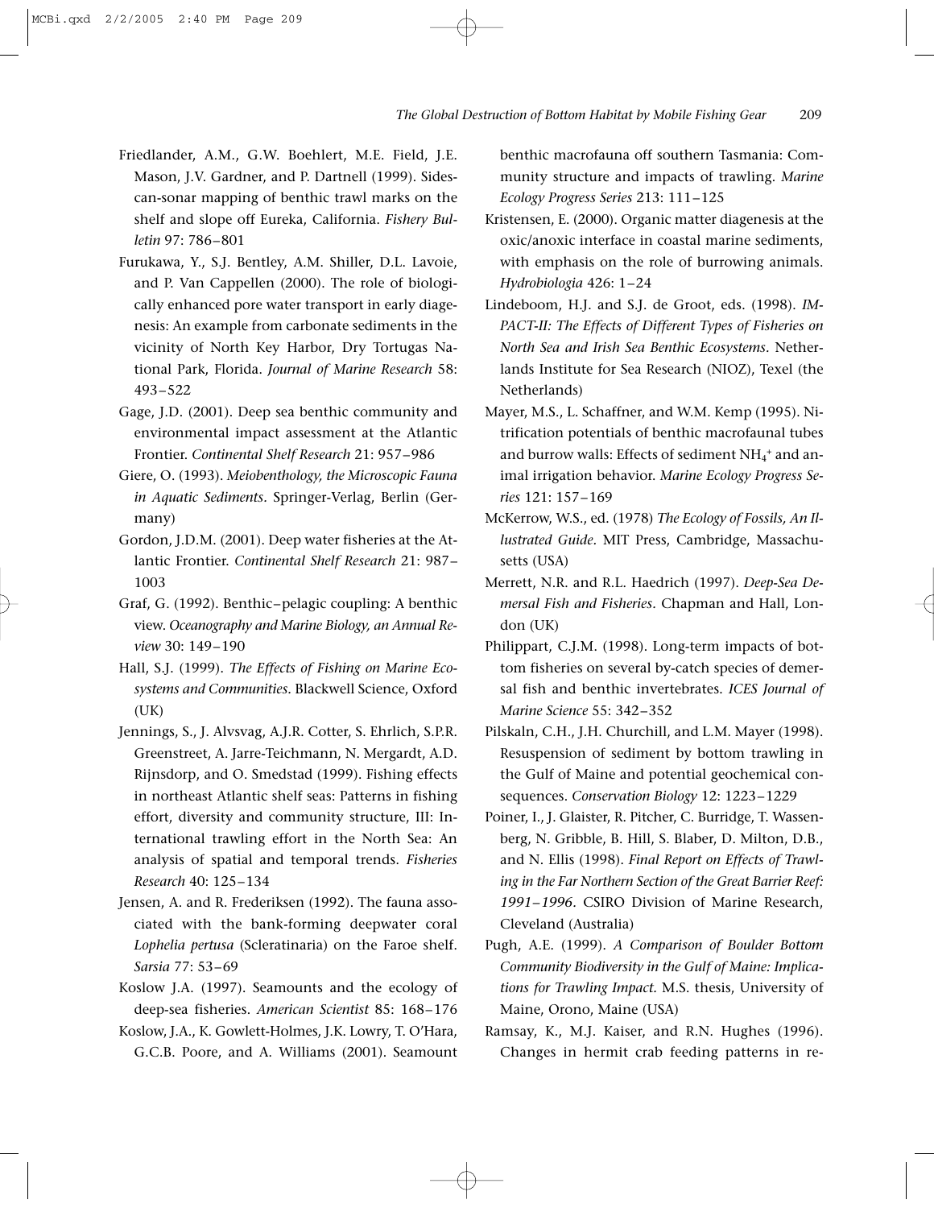Friedlander, A.M., G.W. Boehlert, M.E. Field, J.E. Mason, J.V. Gardner, and P. Dartnell (1999). Sidescan-sonar mapping of benthic trawl marks on the shelf and slope off Eureka, California. *Fishery Bulletin* 97: 786–801

Furukawa, Y., S.J. Bentley, A.M. Shiller, D.L. Lavoie, and P. Van Cappellen (2000). The role of biologically enhanced pore water transport in early diagenesis: An example from carbonate sediments in the vicinity of North Key Harbor, Dry Tortugas National Park, Florida. *Journal of Marine Research* 58: 493–522

Gage, J.D. (2001). Deep sea benthic community and environmental impact assessment at the Atlantic Frontier. *Continental Shelf Research* 21: 957–986

Giere, O. (1993). *Meiobenthology, the Microscopic Fauna in Aquatic Sediments*. Springer-Verlag, Berlin (Germany)

Gordon, J.D.M. (2001). Deep water fisheries at the Atlantic Frontier. *Continental Shelf Research* 21: 987–1003

Graf, G. (1992). Benthic–pelagic coupling: A benthic view. *Oceanography and Marine Biology, an Annual Review* 30: 149–190

Hall, S.J. (1999). *The Effects of Fishing on Marine Ecosystems and Communities.* Blackwell Science, Oxford (UK)

Jennings, S., J. Alvsvag, A.J.R. Cotter, S. Ehrlich, S.P.R. Greenstreet, A. Jarre-Teichmann, N. Mergardt, A.D. Rijnsdorp, and O. Smedstad (1999). Fishing effects in northeast Atlantic shelf seas: Patterns in fishing effort, diversity and community structure, III: International trawling effort in the North Sea: An analysis of spatial and temporal trends. *Fisheries Research* 40: 125–134

Jensen, A. and R. Frederiksen (1992). The fauna associated with the bank-forming deepwater coral *Lophelia pertusa* (Scleratinaria) on the Faroe shelf. *Sarsia* 77: 53–69

Koslow J.A. (1997). Seamounts and the ecology of deep-sea fisheries. *American Scientist* 85: 168–176

Koslow, J.A., K. Gowlett-Holmes, J.K. Lowry, T. O'Hara, G.C.B. Poore, and A. Williams (2001). Seamount benthic macrofauna off southern Tasmania: Community structure and impacts of trawling. *Marine Ecology Progress Series* 213: 111–125

Kristensen, E. (2000). Organic matter diagenesis at the oxic/anoxic interface in coastal marine sediments, with emphasis on the role of burrowing animals. *Hydrobiologia* 426: 1–24

Lindeboom, H.J. and S.J. de Groot, eds. (1998). *IMPACT-II: The Effects of Different Types of Fisheries on North Sea and Irish Sea Benthic Ecosystems*. Netherlands Institute for Sea Research (NIOZ), Texel (the Netherlands)

Mayer, M.S., L. Schaffner, and W.M. Kemp (1995). Nitrification potentials of benthic macrofaunal tubes and burrow walls: Effects of sediment $NH_4^+$ and animal irrigation behavior. *Marine Ecology Progress Series* 121: 157–169

McKerrow, W.S., ed. (1978) *The Ecology of Fossils, An Illustrated Guide*. MIT Press, Cambridge, Massachusetts (USA)

Merrett, N.R. and R.L. Haedrich (1997). *Deep-Sea Demersal Fish and Fisheries*. Chapman and Hall, London (UK)

Philippart, C.J.M. (1998). Long-term impacts of bottom fisheries on several by-catch species of demersal fish and benthic invertebrates. *ICES Journal of Marine Science* 55: 342–352

Pilskaln, C.H., J.H. Churchill, and L.M. Mayer (1998). Resuspension of sediment by bottom trawling in the Gulf of Maine and potential geochemical consequences. *Conservation Biology* 12: 1223–1229

Poiner, I., J. Glaister, R. Pitcher, C. Burridge, T. Wassenberg, N. Gribble, B. Hill, S. Blaber, D. Milton, D.B., and N. Ellis (1998). *Final Report on Effects of Trawling in the Far Northern Section of the Great Barrier Reef: 1991–1996*. CSIRO Division of Marine Research, Cleveland (Australia)

Pugh, A.E. (1999). *A Comparison of Boulder Bottom Community Biodiversity in the Gulf of Maine: Implications for Trawling Impact.* M.S. thesis, University of Maine, Orono, Maine (USA)

Ramsay, K., M.J. Kaiser, and R.N. Hughes (1996). Changes in hermit crab feeding patterns in re-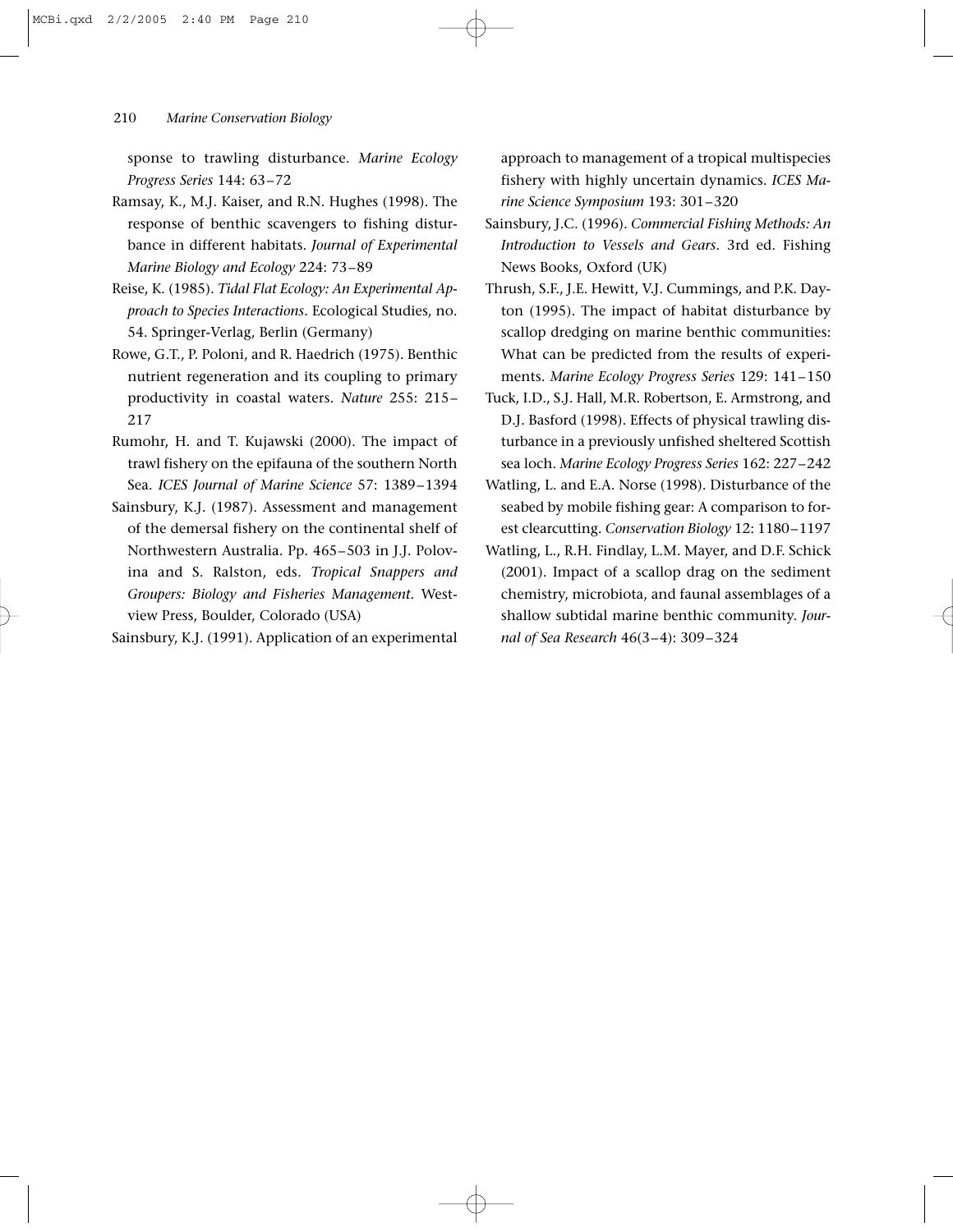sponse to trawling disturbance. *Marine Ecology Progress Series* 144: 63–72

Ramsay, K., M.J. Kaiser, and R.N. Hughes (1998). The response of benthic scavengers to fishing disturbance in different habitats. *Journal of Experimental Marine Biology and Ecology* 224: 73–89

Reise, K. (1985). *Tidal Flat Ecology: An Experimental Approach to Species Interactions.* Ecological Studies, no. 54. Springer-Verlag, Berlin (Germany)

Rowe, G.T., P. Poloni, and R. Haedrich (1975). Benthic nutrient regeneration and its coupling to primary productivity in coastal waters. *Nature* 255: 215–217

Rumohr, H. and T. Kujawski (2000). The impact of trawl fishery on the epifauna of the southern North Sea. *ICES Journal of Marine Science* 57: 1389–1394

Sainsbury, K.J. (1987). Assessment and management of the demersal fishery on the continental shelf of Northwestern Australia. Pp. 465–503 in J.J. Polovina and S. Ralston, eds. *Tropical Snappers and Groupers: Biology and Fisheries Management.* Westview Press, Boulder, Colorado (USA)

Sainsbury, K.J. (1991). Application of an experimental approach to management of a tropical multispecies fishery with highly uncertain dynamics. *ICES Marine Science Symposium* 193: 301–320

Sainsbury, J.C. (1996). *Commercial Fishing Methods: An Introduction to Vessels and Gears.* 3rd ed. Fishing News Books, Oxford (UK)

Thrush, S.F., J.E. Hewitt, V.J. Cummings, and P.K. Dayton (1995). The impact of habitat disturbance by scallop dredging on marine benthic communities: What can be predicted from the results of experiments. *Marine Ecology Progress Series* 129: 141–150

Tuck, I.D., S.J. Hall, M.R. Robertson, E. Armstrong, and D.J. Basford (1998). Effects of physical trawling disturbance in a previously unfished sheltered Scottish sea loch. *Marine Ecology Progress Series* 162: 227–242

Watling, L. and E.A. Norse (1998). Disturbance of the seabed by mobile fishing gear: A comparison to forest clearcutting. *Conservation Biology* 12: 1180–1197

Watling, L., R.H. Findlay, L.M. Mayer, and D.F. Schick (2001). Impact of a scallop drag on the sediment chemistry, microbiota, and faunal assemblages of a shallow subtidal marine benthic community. *Journal of Sea Research* 46(3–4): 309–324